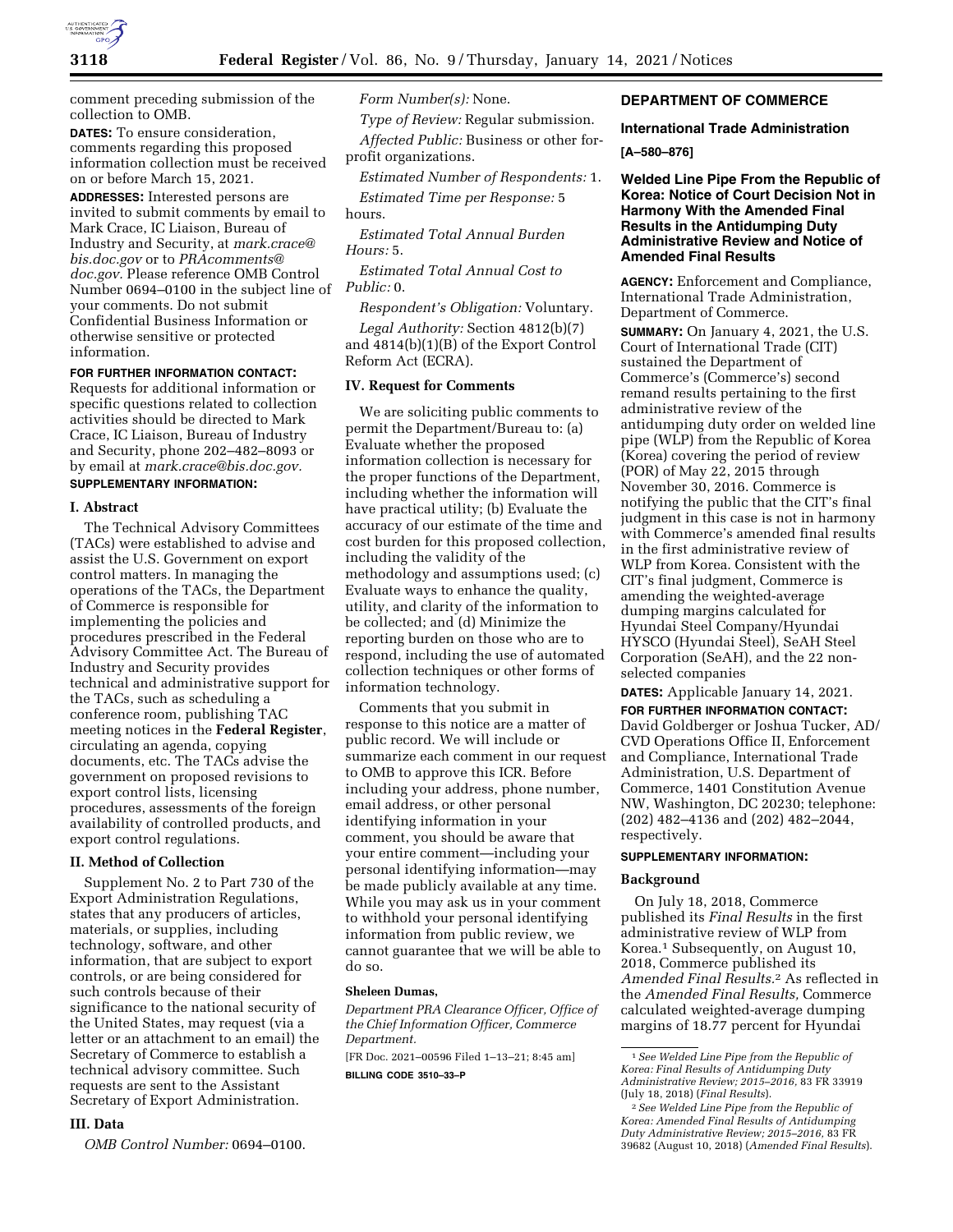comment preceding submission of the collection to OMB.

**DATES:** To ensure consideration, comments regarding this proposed information collection must be received on or before March 15, 2021.

**ADDRESSES:** Interested persons are invited to submit comments by email to Mark Crace, IC Liaison, Bureau of Industry and Security, at *mark.crace@bis.doc.gov* or to *PRAcomments@doc.gov*. Please reference OMB Control Number 0694–0100 in the subject line of your comments. Do not submit Confidential Business Information or otherwise sensitive or protected information.

**FOR FURTHER INFORMATION CONTACT:** Requests for additional information or specific questions related to collection activities should be directed to Mark Crace, IC Liaison, Bureau of Industry and Security, phone 202–482–8093 or by email at *mark.crace@bis.doc.gov.*

**SUPPLEMENTARY INFORMATION:**

## I. Abstract

The Technical Advisory Committees (TACs) were established to advise and assist the U.S. Government on export control matters. In managing the operations of the TACs, the Department of Commerce is responsible for implementing the policies and procedures prescribed in the Federal Advisory Committee Act. The Bureau of Industry and Security provides technical and administrative support for the TACs, such as scheduling a conference room, publishing TAC meeting notices in the **Federal Register**, circulating an agenda, copying documents, etc. The TACs advise the government on proposed revisions to export control lists, licensing procedures, assessments of the foreign availability of controlled products, and export control regulations.

## II. Method of Collection

Supplement No. 2 to Part 730 of the Export Administration Regulations, states that any producers of articles, materials, or supplies, including technology, software, and other information, that are subject to export controls, or are being considered for such controls because of their significance to the national security of the United States, may request (via a letter or an attachment to an email) the Secretary of Commerce to establish a technical advisory committee. Such requests are sent to the Assistant Secretary of Export Administration.

## III. Data

*OMB Control Number:* 0694–0100.

*Form Number(s):* None.

*Type of Review:* Regular submission.

*Affected Public:* Business or other for-profit organizations.

*Estimated Number of Respondents:* 1.

*Estimated Time per Response:* 5 hours.

*Estimated Total Annual Burden Hours:* 5.

*Estimated Total Annual Cost to Public:* 0.

*Respondent's Obligation:* Voluntary.

*Legal Authority:* Section 4812(b)(7) and 4814(b)(1)(B) of the Export Control Reform Act (ECRA).

## IV. Request for Comments

We are soliciting public comments to permit the Department/Bureau to: (a) Evaluate whether the proposed information collection is necessary for the proper functions of the Department, including whether the information will have practical utility; (b) Evaluate the accuracy of our estimate of the time and cost burden for this proposed collection, including the validity of the methodology and assumptions used; (c) Evaluate ways to enhance the quality, utility, and clarity of the information to be collected; and (d) Minimize the reporting burden on those who are to respond, including the use of automated collection techniques or other forms of information technology.

Comments that you submit in response to this notice are a matter of public record. We will include or summarize each comment in our request to OMB to approve this ICR. Before including your address, phone number, email address, or other personal identifying information in your comment, you should be aware that your entire comment—including your personal identifying information—may be made publicly available at any time. While you may ask us in your comment to withhold your personal identifying information from public review, we cannot guarantee that we will be able to do so.

**Sheleen Dumas,**

*Department PRA Clearance Officer, Office of the Chief Information Officer, Commerce Department.*

[FR Doc. 2021–00596 Filed 1–13–21; 8:45 am]

**BILLING CODE 3510–33–P**

# DEPARTMENT OF COMMERCE

## International Trade Administration

**[A–580–876]**

## Welded Line Pipe From the Republic of Korea: Notice of Court Decision Not in Harmony With the Amended Final Results in the Antidumping Duty Administrative Review and Notice of Amended Final Results

**AGENCY:** Enforcement and Compliance, International Trade Administration, Department of Commerce.

**SUMMARY:** On January 4, 2021, the U.S. Court of International Trade (CIT) sustained the Department of Commerce's (Commerce's) second remand results pertaining to the first administrative review of the antidumping duty order on welded line pipe (WLP) from the Republic of Korea (Korea) covering the period of review (POR) of May 22, 2015 through November 30, 2016. Commerce is notifying the public that the CIT's final judgment in this case is not in harmony with Commerce's amended final results in the first administrative review of WLP from Korea. Consistent with the CIT's final judgment, Commerce is amending the weighted-average dumping margins calculated for Hyundai Steel Company/Hyundai HYSCO (Hyundai Steel), SeAH Steel Corporation (SeAH), and the 22 non-selected companies

**DATES:** Applicable January 14, 2021.

**FOR FURTHER INFORMATION CONTACT:** David Goldberger or Joshua Tucker, AD/CVD Operations Office II, Enforcement and Compliance, International Trade Administration, U.S. Department of Commerce, 1401 Constitution Avenue NW, Washington, DC 20230; telephone: (202) 482–4136 and (202) 482–2044, respectively.

**SUPPLEMENTARY INFORMATION:**

### Background

On July 18, 2018, Commerce published its *Final Results* in the first administrative review of WLP from Korea.[1] Subsequently, on August 10, 2018, Commerce published its *Amended Final Results.*[2] As reflected in the *Amended Final Results,* Commerce calculated weighted-average dumping margins of 18.77 percent for Hyundai

[1] *See Welded Line Pipe from the Republic of Korea: Final Results of Antidumping Duty Administrative Review; 2015–2016,* 83 FR 33919 (July 18, 2018) (*Final Results*).

[2] *See Welded Line Pipe from the Republic of Korea: Amended Final Results of Antidumping Duty Administrative Review; 2015–2016,* 83 FR 39682 (August 10, 2018) (*Amended Final Results*).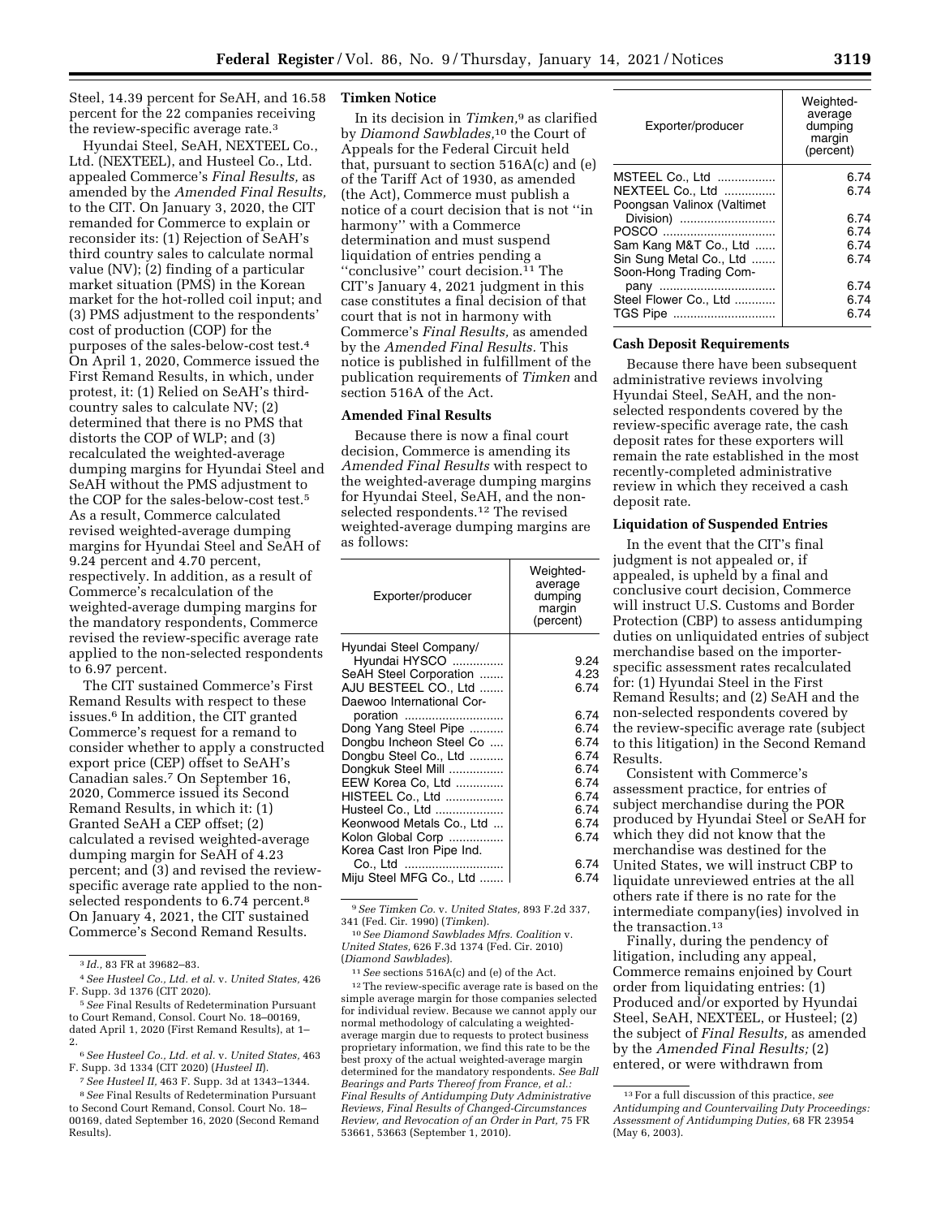Steel, 14.39 percent for SeAH, and 16.58 percent for the 22 companies receiving the review-specific average rate.[3]

Hyundai Steel, SeAH, NEXTEEL Co., Ltd. (NEXTEEL), and Husteel Co., Ltd. appealed Commerce's *Final Results,* as amended by the *Amended Final Results,* to the CIT. On January 3, 2020, the CIT remanded for Commerce to explain or reconsider its: (1) Rejection of SeAH's third country sales to calculate normal value (NV); (2) finding of a particular market situation (PMS) in the Korean market for the hot-rolled coil input; and (3) PMS adjustment to the respondents' cost of production (COP) for the purposes of the sales-below-cost test.[4] On April 1, 2020, Commerce issued the First Remand Results, in which, under protest, it: (1) Relied on SeAH's third-country sales to calculate NV; (2) determined that there is no PMS that distorts the COP of WLP; and (3) recalculated the weighted-average dumping margins for Hyundai Steel and SeAH without the PMS adjustment to the COP for the sales-below-cost test.[5] As a result, Commerce calculated revised weighted-average dumping margins for Hyundai Steel and SeAH of 9.24 percent and 4.70 percent, respectively. In addition, as a result of Commerce's recalculation of the weighted-average dumping margins for the mandatory respondents, Commerce revised the review-specific average rate applied to the non-selected respondents to 6.97 percent.

The CIT sustained Commerce's First Remand Results with respect to these issues.[6] In addition, the CIT granted Commerce's request for a remand to consider whether to apply a constructed export price (CEP) offset to SeAH's Canadian sales.[7] On September 16, 2020, Commerce issued its Second Remand Results, in which it: (1) Granted SeAH a CEP offset; (2) calculated a revised weighted-average dumping margin for SeAH of 4.23 percent; and (3) and revised the review-specific average rate applied to the non-selected respondents to 6.74 percent.[8] On January 4, 2021, the CIT sustained Commerce's Second Remand Results.

[3] *Id.,* 83 FR at 39682–83.

[4] *See Husteel Co., Ltd. et al.* v. *United States,* 426 F. Supp. 3d 1376 (CIT 2020).

[5] *See* Final Results of Redetermination Pursuant to Court Remand, Consol. Court No. 18–00169, dated April 1, 2020 (First Remand Results), at 1–2.

[6] *See Husteel Co., Ltd. et al.* v. *United States,* 463 F. Supp. 3d 1334 (CIT 2020) (*Husteel II*).

[7] *See Husteel II,* 463 F. Supp. 3d at 1343–1344.

[8] *See* Final Results of Redetermination Pursuant to Second Court Remand, Consol. Court No. 18–00169, dated September 16, 2020 (Second Remand Results).

**Timken Notice**

In its decision in *Timken,*[9] as clarified by *Diamond Sawblades,*[10] the Court of Appeals for the Federal Circuit held that, pursuant to section 516A(c) and (e) of the Tariff Act of 1930, as amended (the Act), Commerce must publish a notice of a court decision that is not "in harmony" with a Commerce determination and must suspend liquidation of entries pending a "conclusive" court decision.[11] The CIT's January 4, 2021 judgment in this case constitutes a final decision of that court that is not in harmony with Commerce's *Final Results,* as amended by the *Amended Final Results.* This notice is published in fulfillment of the publication requirements of *Timken* and section 516A of the Act.

**Amended Final Results**

Because there is now a final court decision, Commerce is amending its *Amended Final Results* with respect to the weighted-average dumping margins for Hyundai Steel, SeAH, and the non-selected respondents.[12] The revised weighted-average dumping margins are as follows:

| Exporter/producer | Weighted-average dumping margin (percent) |
|---|---|
| Hyundai Steel Company/ Hyundai HYSCO | 9.24 |
| SeAH Steel Corporation | 4.23 |
| AJU BESTEEL CO., Ltd | 6.74 |
| Daewoo International Corporation | 6.74 |
| Dong Yang Steel Pipe | 6.74 |
| Dongbu Incheon Steel Co | 6.74 |
| Dongbu Steel Co., Ltd | 6.74 |
| Dongkuk Steel Mill | 6.74 |
| EEW Korea Co, Ltd | 6.74 |
| HISTEEL Co., Ltd | 6.74 |
| Husteel Co., Ltd | 6.74 |
| Keonwood Metals Co., Ltd | 6.74 |
| Kolon Global Corp | 6.74 |
| Korea Cast Iron Pipe Ind. Co., Ltd | 6.74 |
| Miju Steel MFG Co., Ltd | 6.74 |
| MSTEEL Co., Ltd | 6.74 |
| NEXTEEL Co., Ltd | 6.74 |
| Poongsan Valinox (Valtimet Division) | 6.74 |
| POSCO | 6.74 |
| Sam Kang M&T Co., Ltd | 6.74 |
| Sin Sung Metal Co., Ltd | 6.74 |
| Soon-Hong Trading Company | 6.74 |
| Steel Flower Co., Ltd | 6.74 |
| TGS Pipe | 6.74 |

[9] *See Timken Co.* v. *United States,* 893 F.2d 337, 341 (Fed. Cir. 1990) (*Timken*).

[10] *See Diamond Sawblades Mfrs. Coalition* v. *United States,* 626 F.3d 1374 (Fed. Cir. 2010) (*Diamond Sawblades*).

[11] *See* sections 516A(c) and (e) of the Act.

[12] The review-specific average rate is based on the simple average margin for those companies selected for individual review. Because we cannot apply our normal methodology of calculating a weighted-average margin due to requests to protect business proprietary information, we find this rate to be the best proxy of the actual weighted-average margin determined for the mandatory respondents. *See Ball Bearings and Parts Thereof from France, et al.: Final Results of Antidumping Duty Administrative Reviews, Final Results of Changed-Circumstances Review, and Revocation of an Order in Part,* 75 FR 53661, 53663 (September 1, 2010).

**Cash Deposit Requirements**

Because there have been subsequent administrative reviews involving Hyundai Steel, SeAH, and the non-selected respondents covered by the review-specific average rate, the cash deposit rates for these exporters will remain the rate established in the most recently-completed administrative review in which they received a cash deposit rate.

**Liquidation of Suspended Entries**

In the event that the CIT's final judgment is not appealed or, if appealed, is upheld by a final and conclusive court decision, Commerce will instruct U.S. Customs and Border Protection (CBP) to assess antidumping duties on unliquidated entries of subject merchandise based on the importer-specific assessment rates recalculated for: (1) Hyundai Steel in the First Remand Results; and (2) SeAH and the non-selected respondents covered by the review-specific average rate (subject to this litigation) in the Second Remand Results.

Consistent with Commerce's assessment practice, for entries of subject merchandise during the POR produced by Hyundai Steel or SeAH for which they did not know that the merchandise was destined for the United States, we will instruct CBP to liquidate unreviewed entries at the all others rate if there is no rate for the intermediate company(ies) involved in the transaction.[13]

Finally, during the pendency of litigation, including any appeal, Commerce remains enjoined by Court order from liquidating entries: (1) Produced and/or exported by Hyundai Steel, SeAH, NEXTEEL, or Husteel; (2) the subject of *Final Results,* as amended by the *Amended Final Results;* (2) entered, or were withdrawn from

[13] For a full discussion of this practice, *see Antidumping and Countervailing Duty Proceedings: Assessment of Antidumping Duties,* 68 FR 23954 (May 6, 2003).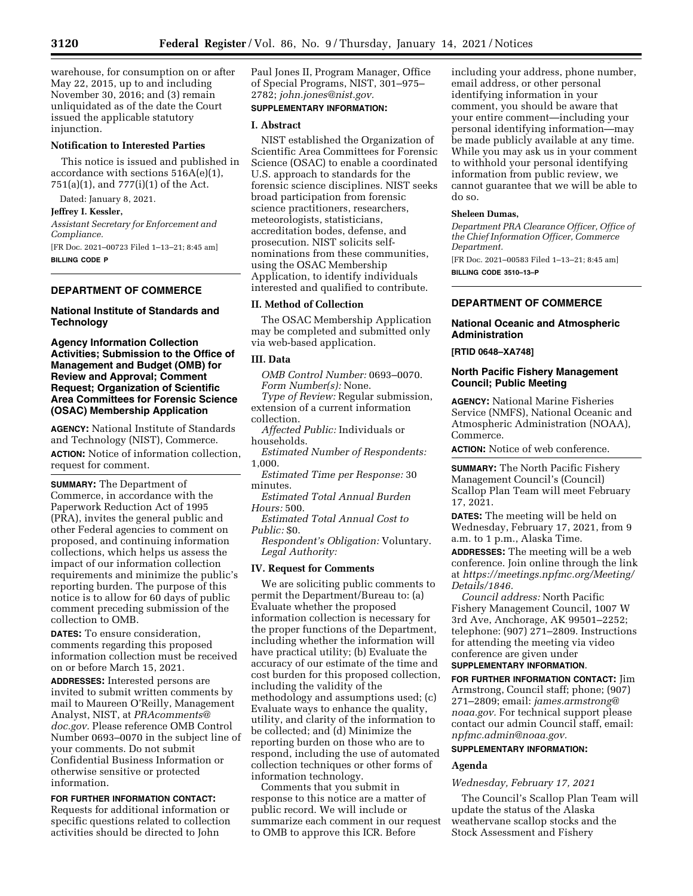warehouse, for consumption on or after May 22, 2015, up to and including November 30, 2016; and (3) remain unliquidated as of the date the Court issued the applicable statutory injunction.

**Notification to Interested Parties**

This notice is issued and published in accordance with sections 516A(e)(1), 751(a)(1), and 777(i)(1) of the Act.

Dated: January 8, 2021.

**Jeffrey I. Kessler,**

*Assistant Secretary for Enforcement and Compliance.*

[FR Doc. 2021–00723 Filed 1–13–21; 8:45 am]

**BILLING CODE P**

---

## DEPARTMENT OF COMMERCE

### National Institute of Standards and Technology

### Agency Information Collection Activities; Submission to the Office of Management and Budget (OMB) for Review and Approval; Comment Request; Organization of Scientific Area Committees for Forensic Science (OSAC) Membership Application

**AGENCY:** National Institute of Standards and Technology (NIST), Commerce.

**ACTION:** Notice of information collection, request for comment.

**SUMMARY:** The Department of Commerce, in accordance with the Paperwork Reduction Act of 1995 (PRA), invites the general public and other Federal agencies to comment on proposed, and continuing information collections, which helps us assess the impact of our information collection requirements and minimize the public's reporting burden. The purpose of this notice is to allow for 60 days of public comment preceding submission of the collection to OMB.

**DATES:** To ensure consideration, comments regarding this proposed information collection must be received on or before March 15, 2021.

**ADDRESSES:** Interested persons are invited to submit written comments by mail to Maureen O'Reilly, Management Analyst, NIST, at *PRAcomments@doc.gov.* Please reference OMB Control Number 0693–0070 in the subject line of your comments. Do not submit Confidential Business Information or otherwise sensitive or protected information.

**FOR FURTHER INFORMATION CONTACT:** Requests for additional information or specific questions related to collection activities should be directed to John Paul Jones II, Program Manager, Office of Special Programs, NIST, 301–975–2782; *john.jones@nist.gov.*

**SUPPLEMENTARY INFORMATION:**

**I. Abstract**

NIST established the Organization of Scientific Area Committees for Forensic Science (OSAC) to enable a coordinated U.S. approach to standards for the forensic science disciplines. NIST seeks broad participation from forensic science practitioners, researchers, meteorologists, statisticians, accreditation bodes, defense, and prosecution. NIST solicits self-nominations from these communities, using the OSAC Membership Application, to identify individuals interested and qualified to contribute.

**II. Method of Collection**

The OSAC Membership Application may be completed and submitted only via web-based application.

**III. Data**

*OMB Control Number:* 0693–0070.

*Form Number(s):* None.

*Type of Review:* Regular submission, extension of a current information collection.

*Affected Public:* Individuals or households.

*Estimated Number of Respondents:* 1,000.

*Estimated Time per Response:* 30 minutes.

*Estimated Total Annual Burden Hours:* 500.

*Estimated Total Annual Cost to Public:* $0.

*Respondent's Obligation:* Voluntary.

*Legal Authority:*

**IV. Request for Comments**

We are soliciting public comments to permit the Department/Bureau to: (a) Evaluate whether the proposed information collection is necessary for the proper functions of the Department, including whether the information will have practical utility; (b) Evaluate the accuracy of our estimate of the time and cost burden for this proposed collection, including the validity of the methodology and assumptions used; (c) Evaluate ways to enhance the quality, utility, and clarity of the information to be collected; and (d) Minimize the reporting burden on those who are to respond, including the use of automated collection techniques or other forms of information technology.

Comments that you submit in response to this notice are a matter of public record. We will include or summarize each comment in our request to OMB to approve this ICR. Before including your address, phone number, email address, or other personal identifying information in your comment, you should be aware that your entire comment—including your personal identifying information—may be made publicly available at any time. While you may ask us in your comment to withhold your personal identifying information from public review, we cannot guarantee that we will be able to do so.

**Sheleen Dumas,**

*Department PRA Clearance Officer, Office of the Chief Information Officer, Commerce Department.*

[FR Doc. 2021–00583 Filed 1–13–21; 8:45 am]

**BILLING CODE 3510–13–P**

---

## DEPARTMENT OF COMMERCE

### National Oceanic and Atmospheric Administration

**[RTID 0648–XA748]**

### North Pacific Fishery Management Council; Public Meeting

**AGENCY:** National Marine Fisheries Service (NMFS), National Oceanic and Atmospheric Administration (NOAA), Commerce.

**ACTION:** Notice of web conference.

**SUMMARY:** The North Pacific Fishery Management Council's (Council) Scallop Plan Team will meet February 17, 2021.

**DATES:** The meeting will be held on Wednesday, February 17, 2021, from 9 a.m. to 1 p.m., Alaska Time.

**ADDRESSES:** The meeting will be a web conference. Join online through the link at *https://meetings.npfmc.org/Meeting/Details/1846.*

*Council address:* North Pacific Fishery Management Council, 1007 W 3rd Ave, Anchorage, AK 99501–2252; telephone: (907) 271–2809. Instructions for attending the meeting via video conference are given under **SUPPLEMENTARY INFORMATION**.

**FOR FURTHER INFORMATION CONTACT:** Jim Armstrong, Council staff; phone; (907) 271–2809; email: *james.armstrong@noaa.gov.* For technical support please contact our admin Council staff, email: *npfmc.admin@noaa.gov.*

**SUPPLEMENTARY INFORMATION:**

**Agenda**

*Wednesday, February 17, 2021*

The Council's Scallop Plan Team will update the status of the Alaska weathervane scallop stocks and the Stock Assessment and Fishery